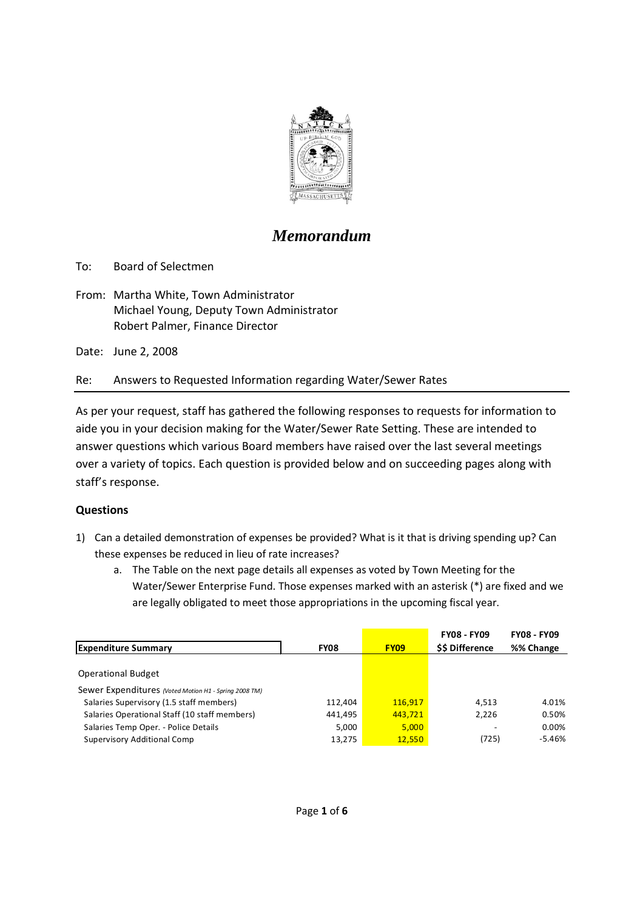# *Memorandum*

To: Board of Selectmen

From: Martha White, Town Administrator
Michael Young, Deputy Town Administrator
Robert Palmer, Finance Director

Date: June 2, 2008

Re: Answers to Requested Information regarding Water/Sewer Rates

---

As per your request, staff has gathered the following responses to requests for information to aide you in your decision making for the Water/Sewer Rate Setting. These are intended to answer questions which various Board members have raised over the last several meetings over a variety of topics. Each question is provided below and on succeeding pages along with staff's response.

**Questions**

1) Can a detailed demonstration of expenses be provided? What is it that is driving spending up? Can these expenses be reduced in lieu of rate increases?
   a. The Table on the next page details all expenses as voted by Town Meeting for the Water/Sewer Enterprise Fund. Those expenses marked with an asterisk (*) are fixed and we are legally obligated to meet those appropriations in the upcoming fiscal year.

| Expenditure Summary | FY08 | FY09 | FY08 - FY09 $$ Difference | FY08 - FY09 %% Change |
|---|---|---|---|---|
| Operational Budget | | | | |
| Sewer Expenditures *(Voted Motion H1 - Spring 2008 TM)* | | | | |
| Salaries Supervisory (1.5 staff members) | 112,404 | 116,917 | 4,513 | 4.01% |
| Salaries Operational Staff (10 staff members) | 441,495 | 443,721 | 2,226 | 0.50% |
| Salaries Temp Oper. - Police Details | 5,000 | 5,000 | - | 0.00% |
| Supervisory Additional Comp | 13,275 | 12,550 | (725) | -5.46% |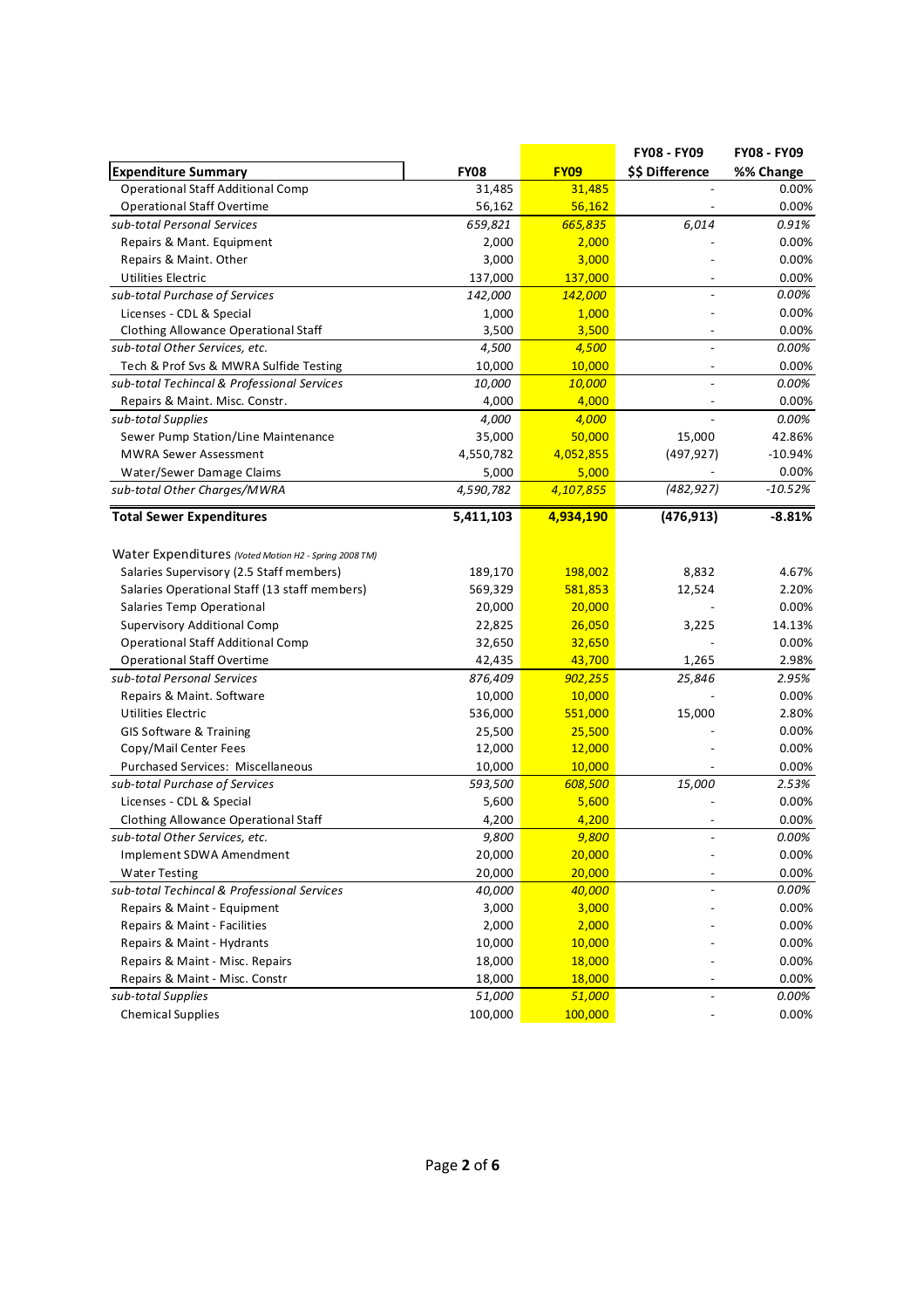| Expenditure Summary | FY08 | FY09 | FY08 - FY09 $$ Difference | FY08 - FY09 %% Change |
|---|---|---|---|---|
| Operational Staff Additional Comp | 31,485 | 31,485 | - | 0.00% |
| Operational Staff Overtime | 56,162 | 56,162 | - | 0.00% |
| *sub-total Personal Services* | *659,821* | *665,835* | *6,014* | *0.91%* |
| Repairs & Mant. Equipment | 2,000 | 2,000 | - | 0.00% |
| Repairs & Maint. Other | 3,000 | 3,000 | - | 0.00% |
| Utilities Electric | 137,000 | 137,000 | - | 0.00% |
| *sub-total Purchase of Services* | *142,000* | *142,000* | - | *0.00%* |
| Licenses - CDL & Special | 1,000 | 1,000 | - | 0.00% |
| Clothing Allowance Operational Staff | 3,500 | 3,500 | - | 0.00% |
| *sub-total Other Services, etc.* | *4,500* | *4,500* | - | *0.00%* |
| Tech & Prof Svs & MWRA Sulfide Testing | 10,000 | 10,000 | - | 0.00% |
| *sub-total Techincal & Professional Services* | *10,000* | *10,000* | - | *0.00%* |
| Repairs & Maint. Misc. Constr. | 4,000 | 4,000 | - | 0.00% |
| *sub-total Supplies* | *4,000* | *4,000* | - | *0.00%* |
| Sewer Pump Station/Line Maintenance | 35,000 | 50,000 | 15,000 | 42.86% |
| MWRA Sewer Assessment | 4,550,782 | 4,052,855 | (497,927) | -10.94% |
| Water/Sewer Damage Claims | 5,000 | 5,000 | - | 0.00% |
| *sub-total Other Charges/MWRA* | *4,590,782* | *4,107,855* | *(482,927)* | *-10.52%* |
| **Total Sewer Expenditures** | **5,411,103** | **4,934,190** | **(476,913)** | **-8.81%** |
| | | | | |
| Water Expenditures *(Voted Motion H2 - Spring 2008 TM)* | | | | |
| Salaries Supervisory (2.5 Staff members) | 189,170 | 198,002 | 8,832 | 4.67% |
| Salaries Operational Staff (13 staff members) | 569,329 | 581,853 | 12,524 | 2.20% |
| Salaries Temp Operational | 20,000 | 20,000 | - | 0.00% |
| Supervisory Additional Comp | 22,825 | 26,050 | 3,225 | 14.13% |
| Operational Staff Additional Comp | 32,650 | 32,650 | - | 0.00% |
| Operational Staff Overtime | 42,435 | 43,700 | 1,265 | 2.98% |
| *sub-total Personal Services* | *876,409* | *902,255* | *25,846* | *2.95%* |
| Repairs & Maint. Software | 10,000 | 10,000 | - | 0.00% |
| Utilities Electric | 536,000 | 551,000 | 15,000 | 2.80% |
| GIS Software & Training | 25,500 | 25,500 | - | 0.00% |
| Copy/Mail Center Fees | 12,000 | 12,000 | - | 0.00% |
| Purchased Services: Miscellaneous | 10,000 | 10,000 | - | 0.00% |
| *sub-total Purchase of Services* | *593,500* | *608,500* | *15,000* | *2.53%* |
| Licenses - CDL & Special | 5,600 | 5,600 | - | 0.00% |
| Clothing Allowance Operational Staff | 4,200 | 4,200 | - | 0.00% |
| *sub-total Other Services, etc.* | *9,800* | *9,800* | - | *0.00%* |
| Implement SDWA Amendment | 20,000 | 20,000 | - | 0.00% |
| Water Testing | 20,000 | 20,000 | - | 0.00% |
| *sub-total Techincal & Professional Services* | *40,000* | *40,000* | - | *0.00%* |
| Repairs & Maint - Equipment | 3,000 | 3,000 | - | 0.00% |
| Repairs & Maint - Facilities | 2,000 | 2,000 | - | 0.00% |
| Repairs & Maint - Hydrants | 10,000 | 10,000 | - | 0.00% |
| Repairs & Maint - Misc. Repairs | 18,000 | 18,000 | - | 0.00% |
| Repairs & Maint - Misc. Constr | 18,000 | 18,000 | - | 0.00% |
| *sub-total Supplies* | *51,000* | *51,000* | - | *0.00%* |
| Chemical Supplies | 100,000 | 100,000 | - | 0.00% |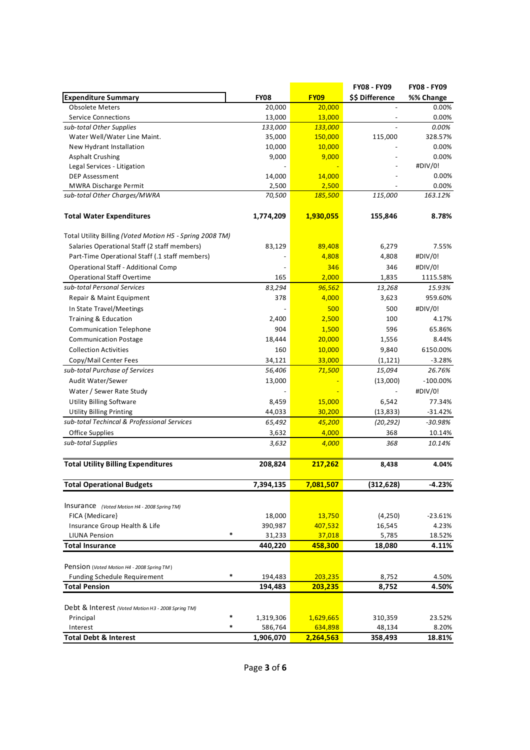| Expenditure Summary | | FY08 | FY09 | FY08 - FY09 $$ Difference | FY08 - FY09 %% Change |
|---|---|---|---|---|---|
| Obsolete Meters | | 20,000 | 20,000 | - | 0.00% |
| Service Connections | | 13,000 | 13,000 | - | 0.00% |
| *sub-total Other Supplies* | | *133,000* | *133,000* | - | *0.00%* |
| Water Well/Water Line Maint. | | 35,000 | 150,000 | 115,000 | 328.57% |
| New Hydrant Installation | | 10,000 | 10,000 | - | 0.00% |
| Asphalt Crushing | | 9,000 | 9,000 | - | 0.00% |
| Legal Services - Litigation | | - | - | - | #DIV/0! |
| DEP Assessment | | 14,000 | 14,000 | - | 0.00% |
| MWRA Discharge Permit | | 2,500 | 2,500 | - | 0.00% |
| *sub-total Other Charges/MWRA* | | *70,500* | *185,500* | *115,000* | *163.12%* |
| **Total Water Expenditures** | | **1,774,209** | **1,930,055** | **155,846** | **8.78%** |
| Total Utility Billing *(Voted Motion H5 - Spring 2008 TM)* | | | | | |
| Salaries Operational Staff (2 staff members) | | 83,129 | 89,408 | 6,279 | 7.55% |
| Part-Time Operational Staff (.1 staff members) | | - | 4,808 | 4,808 | #DIV/0! |
| Operational Staff - Additional Comp | | - | 346 | 346 | #DIV/0! |
| Operational Staff Overtime | | 165 | 2,000 | 1,835 | 1115.58% |
| *sub-total Personal Services* | | *83,294* | *96,562* | *13,268* | *15.93%* |
| Repair & Maint Equipment | | 378 | 4,000 | 3,623 | 959.60% |
| In State Travel/Meetings | | - | 500 | 500 | #DIV/0! |
| Training & Education | | 2,400 | 2,500 | 100 | 4.17% |
| Communication Telephone | | 904 | 1,500 | 596 | 65.86% |
| Communication Postage | | 18,444 | 20,000 | 1,556 | 8.44% |
| Collection Activities | | 160 | 10,000 | 9,840 | 6150.00% |
| Copy/Mail Center Fees | | 34,121 | 33,000 | (1,121) | -3.28% |
| *sub-total Purchase of Services* | | *56,406* | *71,500* | *15,094* | *26.76%* |
| Audit Water/Sewer | | 13,000 | - | (13,000) | -100.00% |
| Water / Sewer Rate Study | | - | - | - | #DIV/0! |
| Utility Billing Software | | 8,459 | 15,000 | 6,542 | 77.34% |
| Utility Billing Printing | | 44,033 | 30,200 | (13,833) | -31.42% |
| *sub-total Techincal & Professional Services* | | *65,492* | *45,200* | *(20,292)* | *-30.98%* |
| Office Supplies | | 3,632 | 4,000 | 368 | 10.14% |
| *sub-total Supplies* | | *3,632* | *4,000* | *368* | *10.14%* |
| **Total Utility Billing Expenditures** | | **208,824** | **217,262** | **8,438** | **4.04%** |
| **Total Operational Budgets** | | **7,394,135** | **7,081,507** | **(312,628)** | **-4.23%** |
| Insurance *(Voted Motion H4 - 2008 Spring TM)* | | | | | |
| FICA {Medicare} | | 18,000 | 13,750 | (4,250) | -23.61% |
| Insurance Group Health & Life | | 390,987 | 407,532 | 16,545 | 4.23% |
| LIUNA Pension | * | 31,233 | 37,018 | 5,785 | 18.52% |
| **Total Insurance** | | **440,220** | **458,300** | **18,080** | **4.11%** |
| Pension *(Voted Motion H4 - 2008 Spring TM)* | | | | | |
| Funding Schedule Requirement | * | 194,483 | 203,235 | 8,752 | 4.50% |
| **Total Pension** | | **194,483** | **203,235** | **8,752** | **4.50%** |
| Debt & Interest *(Voted Motion H3 - 2008 Spring TM)* | | | | | |
| Principal | * | 1,319,306 | 1,629,665 | 310,359 | 23.52% |
| Interest | * | 586,764 | 634,898 | 48,134 | 8.20% |
| **Total Debt & Interest** | | **1,906,070** | **2,264,563** | **358,493** | **18.81%** |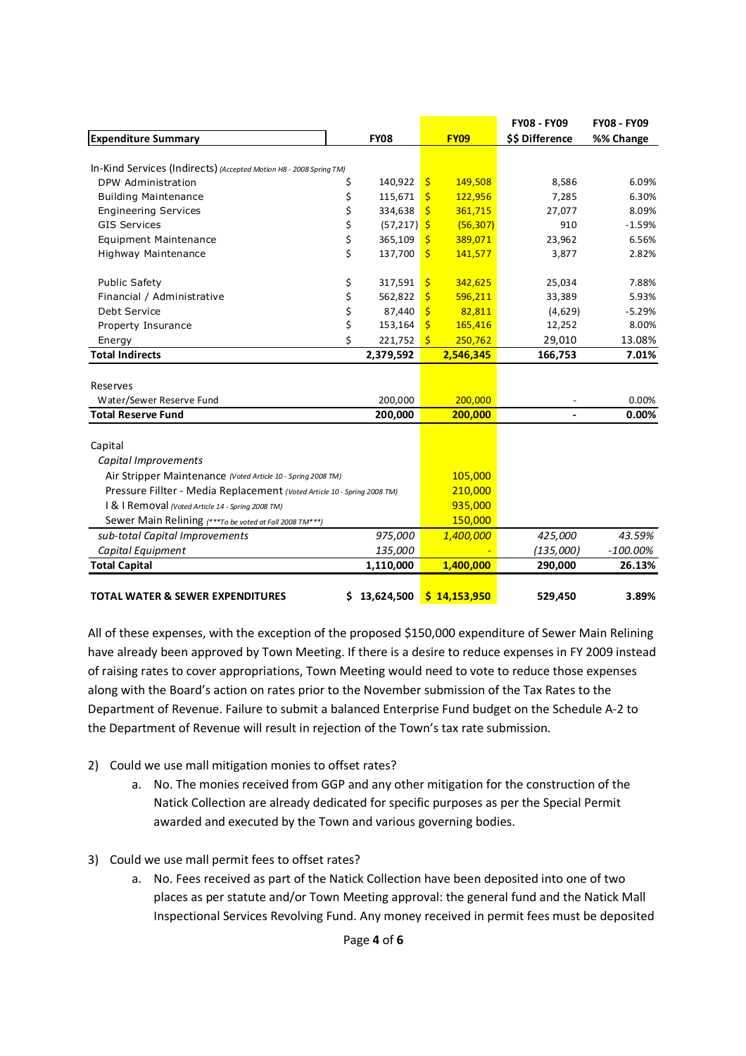| Expenditure Summary | FY08 | FY09 | FY08 - FY09 $$ Difference | FY08 - FY09 %% Change |
|---|---|---|---|---|
| In-Kind Services (Indirects) *(Accepted Motion H8 - 2008 Spring TM)* | | | | |
| DPW Administration | $ 140,922 | $ 149,508 | 8,586 | 6.09% |
| Building Maintenance | $ 115,671 | $ 122,956 | 7,285 | 6.30% |
| Engineering Services | $ 334,638 | $ 361,715 | 27,077 | 8.09% |
| GIS Services | $ (57,217) | $ (56,307) | 910 | -1.59% |
| Equipment Maintenance | $ 365,109 | $ 389,071 | 23,962 | 6.56% |
| Highway Maintenance | $ 137,700 | $ 141,577 | 3,877 | 2.82% |
| Public Safety | $ 317,591 | $ 342,625 | 25,034 | 7.88% |
| Financial / Administrative | $ 562,822 | $ 596,211 | 33,389 | 5.93% |
| Debt Service | $ 87,440 | $ 82,811 | (4,629) | -5.29% |
| Property Insurance | $ 153,164 | $ 165,416 | 12,252 | 8.00% |
| Energy | $ 221,752 | $ 250,762 | 29,010 | 13.08% |
| **Total Indirects** | **2,379,592** | **2,546,345** | **166,753** | **7.01%** |
| Reserves | | | | |
| Water/Sewer Reserve Fund | 200,000 | 200,000 | - | 0.00% |
| **Total Reserve Fund** | **200,000** | **200,000** | **-** | **0.00%** |
| Capital | | | | |
| *Capital Improvements* | | | | |
| Air Stripper Maintenance *(Voted Article 10 - Spring 2008 TM)* | | 105,000 | | |
| Pressure Fillter - Media Replacement *(Voted Article 10 - Spring 2008 TM)* | | 210,000 | | |
| I & I Removal *(Voted Article 14 - Spring 2008 TM)* | | 935,000 | | |
| Sewer Main Relining *(***To be voted at Fall 2008 TM***)* | | 150,000 | | |
| *sub-total Capital Improvements* | *975,000* | *1,400,000* | *425,000* | *43.59%* |
| *Capital Equipment* | *135,000* | *-* | *(135,000)* | *-100.00%* |
| **Total Capital** | **1,110,000** | **1,400,000** | **290,000** | **26.13%** |
| **TOTAL WATER & SEWER EXPENDITURES** | **$ 13,624,500** | **$ 14,153,950** | **529,450** | **3.89%** |

All of these expenses, with the exception of the proposed $150,000 expenditure of Sewer Main Relining have already been approved by Town Meeting. If there is a desire to reduce expenses in FY 2009 instead of raising rates to cover appropriations, Town Meeting would need to vote to reduce those expenses along with the Board's action on rates prior to the November submission of the Tax Rates to the Department of Revenue. Failure to submit a balanced Enterprise Fund budget on the Schedule A-2 to the Department of Revenue will result in rejection of the Town's tax rate submission.

2) Could we use mall mitigation monies to offset rates?
    a. No. The monies received from GGP and any other mitigation for the construction of the Natick Collection are already dedicated for specific purposes as per the Special Permit awarded and executed by the Town and various governing bodies.

3) Could we use mall permit fees to offset rates?
    a. No. Fees received as part of the Natick Collection have been deposited into one of two places as per statute and/or Town Meeting approval: the general fund and the Natick Mall Inspectional Services Revolving Fund. Any money received in permit fees must be deposited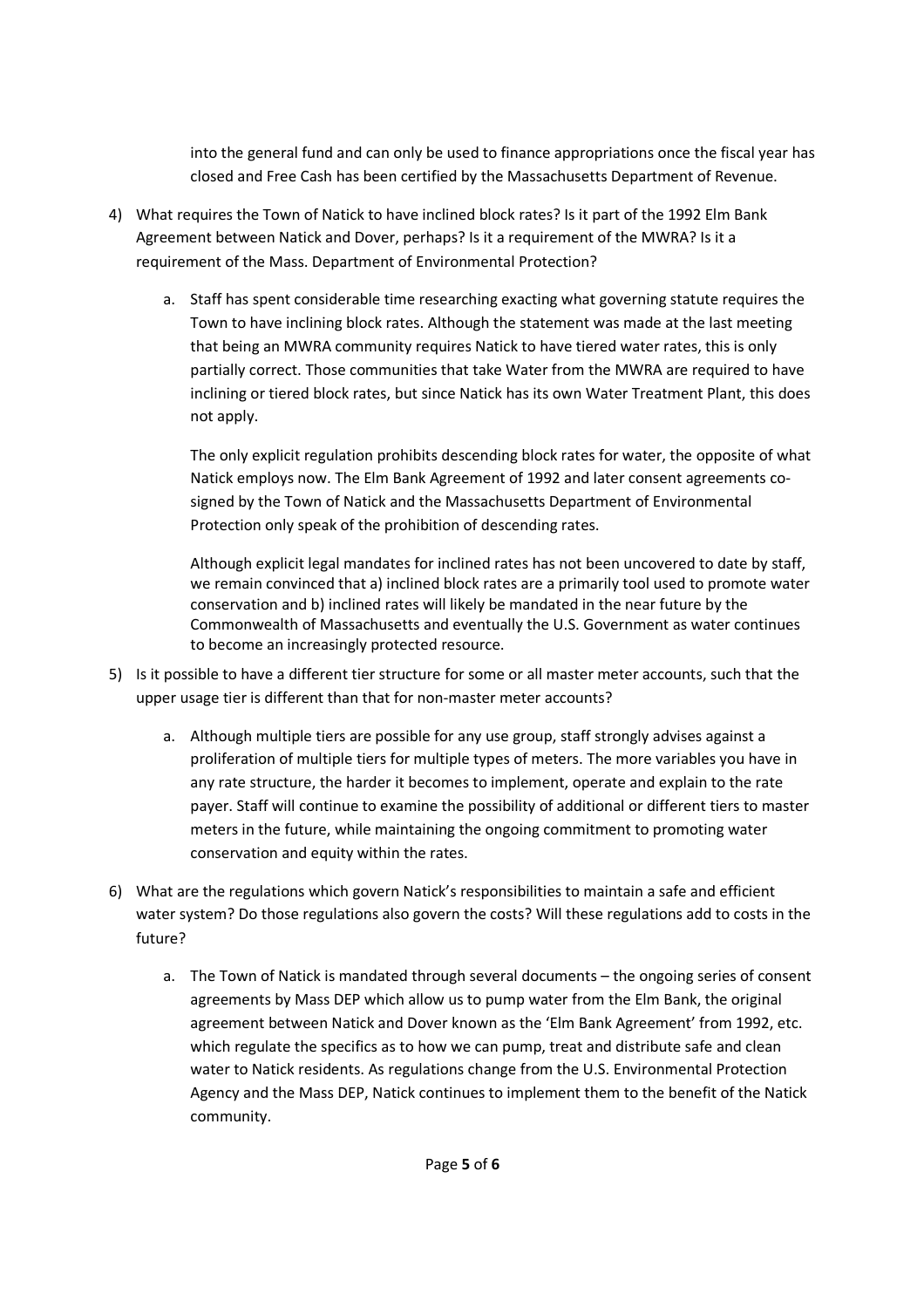into the general fund and can only be used to finance appropriations once the fiscal year has closed and Free Cash has been certified by the Massachusetts Department of Revenue.

4) What requires the Town of Natick to have inclined block rates? Is it part of the 1992 Elm Bank Agreement between Natick and Dover, perhaps? Is it a requirement of the MWRA? Is it a requirement of the Mass. Department of Environmental Protection?

   a. Staff has spent considerable time researching exacting what governing statute requires the Town to have inclining block rates. Although the statement was made at the last meeting that being an MWRA community requires Natick to have tiered water rates, this is only partially correct. Those communities that take Water from the MWRA are required to have inclining or tiered block rates, but since Natick has its own Water Treatment Plant, this does not apply.

      The only explicit regulation prohibits descending block rates for water, the opposite of what Natick employs now. The Elm Bank Agreement of 1992 and later consent agreements co-signed by the Town of Natick and the Massachusetts Department of Environmental Protection only speak of the prohibition of descending rates.

      Although explicit legal mandates for inclined rates has not been uncovered to date by staff, we remain convinced that a) inclined block rates are a primarily tool used to promote water conservation and b) inclined rates will likely be mandated in the near future by the Commonwealth of Massachusetts and eventually the U.S. Government as water continues to become an increasingly protected resource.

5) Is it possible to have a different tier structure for some or all master meter accounts, such that the upper usage tier is different than that for non-master meter accounts?

   a. Although multiple tiers are possible for any use group, staff strongly advises against a proliferation of multiple tiers for multiple types of meters. The more variables you have in any rate structure, the harder it becomes to implement, operate and explain to the rate payer. Staff will continue to examine the possibility of additional or different tiers to master meters in the future, while maintaining the ongoing commitment to promoting water conservation and equity within the rates.

6) What are the regulations which govern Natick's responsibilities to maintain a safe and efficient water system? Do those regulations also govern the costs? Will these regulations add to costs in the future?

   a. The Town of Natick is mandated through several documents – the ongoing series of consent agreements by Mass DEP which allow us to pump water from the Elm Bank, the original agreement between Natick and Dover known as the 'Elm Bank Agreement' from 1992, etc. which regulate the specifics as to how we can pump, treat and distribute safe and clean water to Natick residents. As regulations change from the U.S. Environmental Protection Agency and the Mass DEP, Natick continues to implement them to the benefit of the Natick community.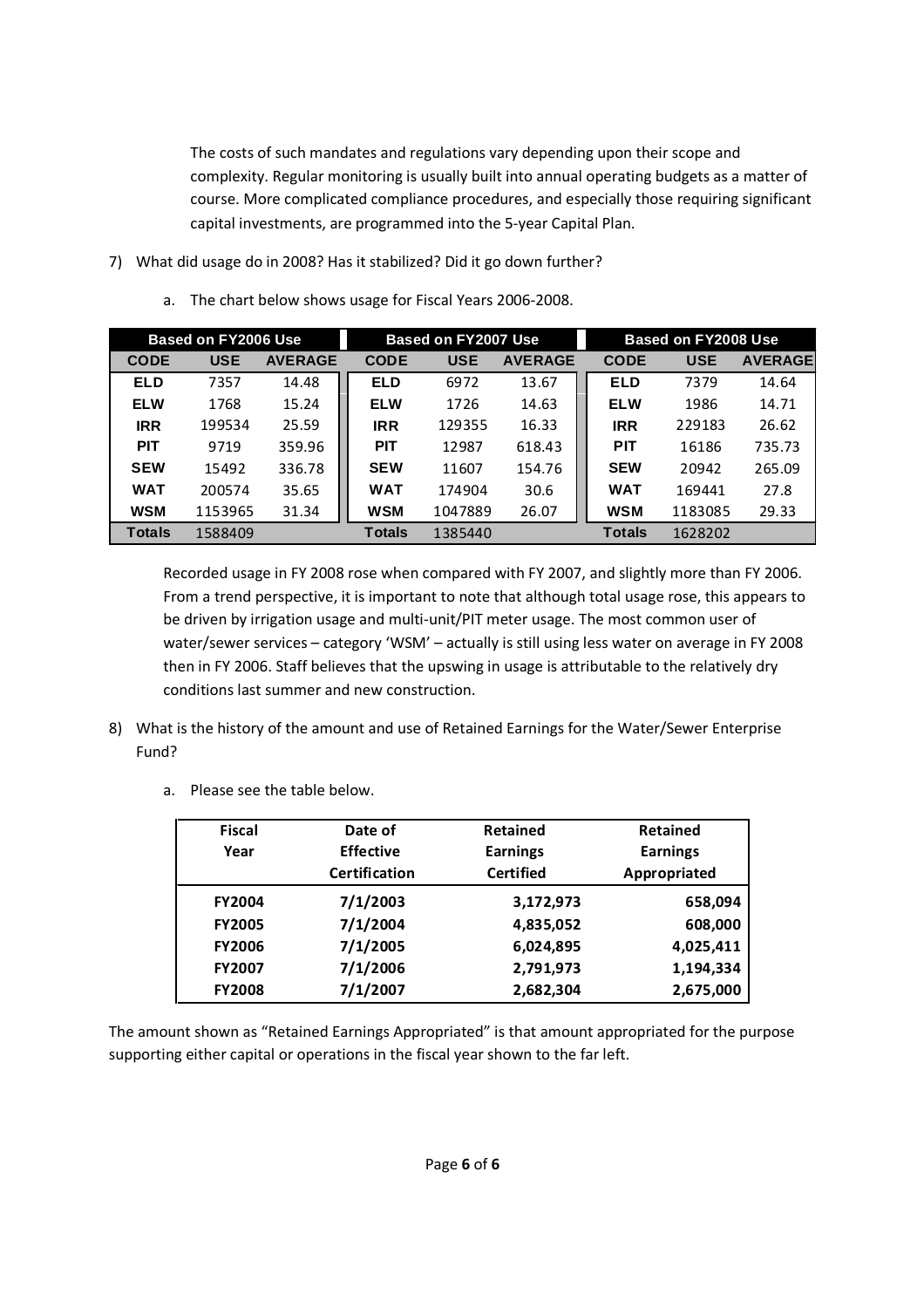The costs of such mandates and regulations vary depending upon their scope and complexity. Regular monitoring is usually built into annual operating budgets as a matter of course. More complicated compliance procedures, and especially those requiring significant capital investments, are programmed into the 5-year Capital Plan.

7) What did usage do in 2008? Has it stabilized? Did it go down further?

    a. The chart below shows usage for Fiscal Years 2006-2008.

| Based on FY2006 Use | | | Based on FY2007 Use | | | Based on FY2008 Use | | |
|---|---|---|---|---|---|---|---|---|
| **CODE** | **USE** | **AVERAGE** | **CODE** | **USE** | **AVERAGE** | **CODE** | **USE** | **AVERAGE** |
| **ELD** | 7357 | 14.48 | **ELD** | 6972 | 13.67 | **ELD** | 7379 | 14.64 |
| **ELW** | 1768 | 15.24 | **ELW** | 1726 | 14.63 | **ELW** | 1986 | 14.71 |
| **IRR** | 199534 | 25.59 | **IRR** | 129355 | 16.33 | **IRR** | 229183 | 26.62 |
| **PIT** | 9719 | 359.96 | **PIT** | 12987 | 618.43 | **PIT** | 16186 | 735.73 |
| **SEW** | 15492 | 336.78 | **SEW** | 11607 | 154.76 | **SEW** | 20942 | 265.09 |
| **WAT** | 200574 | 35.65 | **WAT** | 174904 | 30.6 | **WAT** | 169441 | 27.8 |
| **WSM** | 1153965 | 31.34 | **WSM** | 1047889 | 26.07 | **WSM** | 1183085 | 29.33 |
| **Totals** | 1588409 | | **Totals** | 1385440 | | **Totals** | 1628202 | |

Recorded usage in FY 2008 rose when compared with FY 2007, and slightly more than FY 2006. From a trend perspective, it is important to note that although total usage rose, this appears to be driven by irrigation usage and multi-unit/PIT meter usage. The most common user of water/sewer services – category 'WSM' – actually is still using less water on average in FY 2008 then in FY 2006. Staff believes that the upswing in usage is attributable to the relatively dry conditions last summer and new construction.

8) What is the history of the amount and use of Retained Earnings for the Water/Sewer Enterprise Fund?

    a. Please see the table below.

| Fiscal Year | Date of Effective Certification | Retained Earnings Certified | Retained Earnings Appropriated |
|---|---|---|---|
| **FY2004** | **7/1/2003** | **3,172,973** | **658,094** |
| **FY2005** | **7/1/2004** | **4,835,052** | **608,000** |
| **FY2006** | **7/1/2005** | **6,024,895** | **4,025,411** |
| **FY2007** | **7/1/2006** | **2,791,973** | **1,194,334** |
| **FY2008** | **7/1/2007** | **2,682,304** | **2,675,000** |

The amount shown as "Retained Earnings Appropriated" is that amount appropriated for the purpose supporting either capital or operations in the fiscal year shown to the far left.